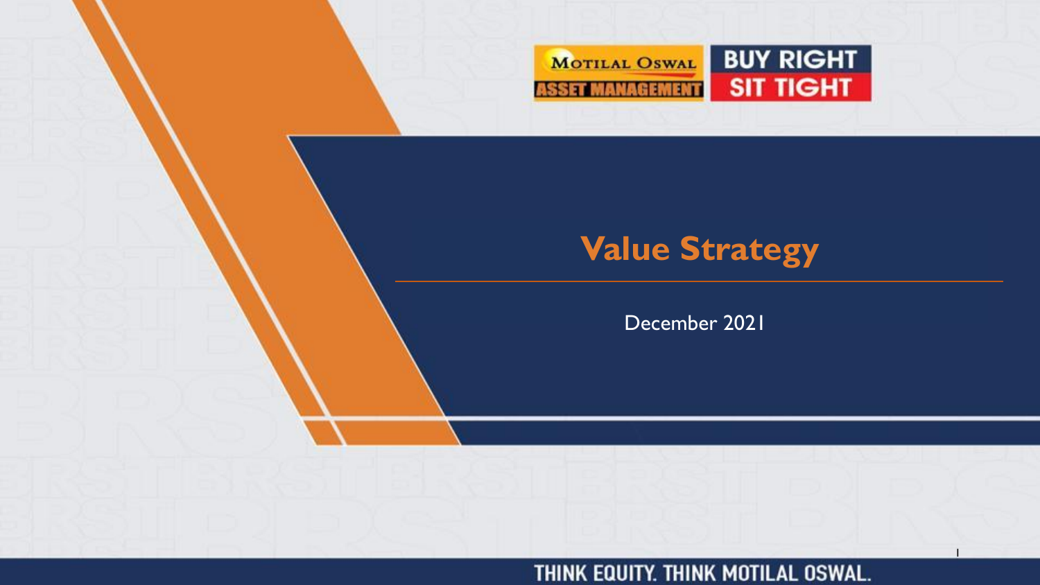MOTILAL OSWAL ASSET MANAGEMENT

BUY RIGHT SIT TIGHT

# Value Strategy

December 2021

THINK EQUITY. THINK MOTILAL OSWAL.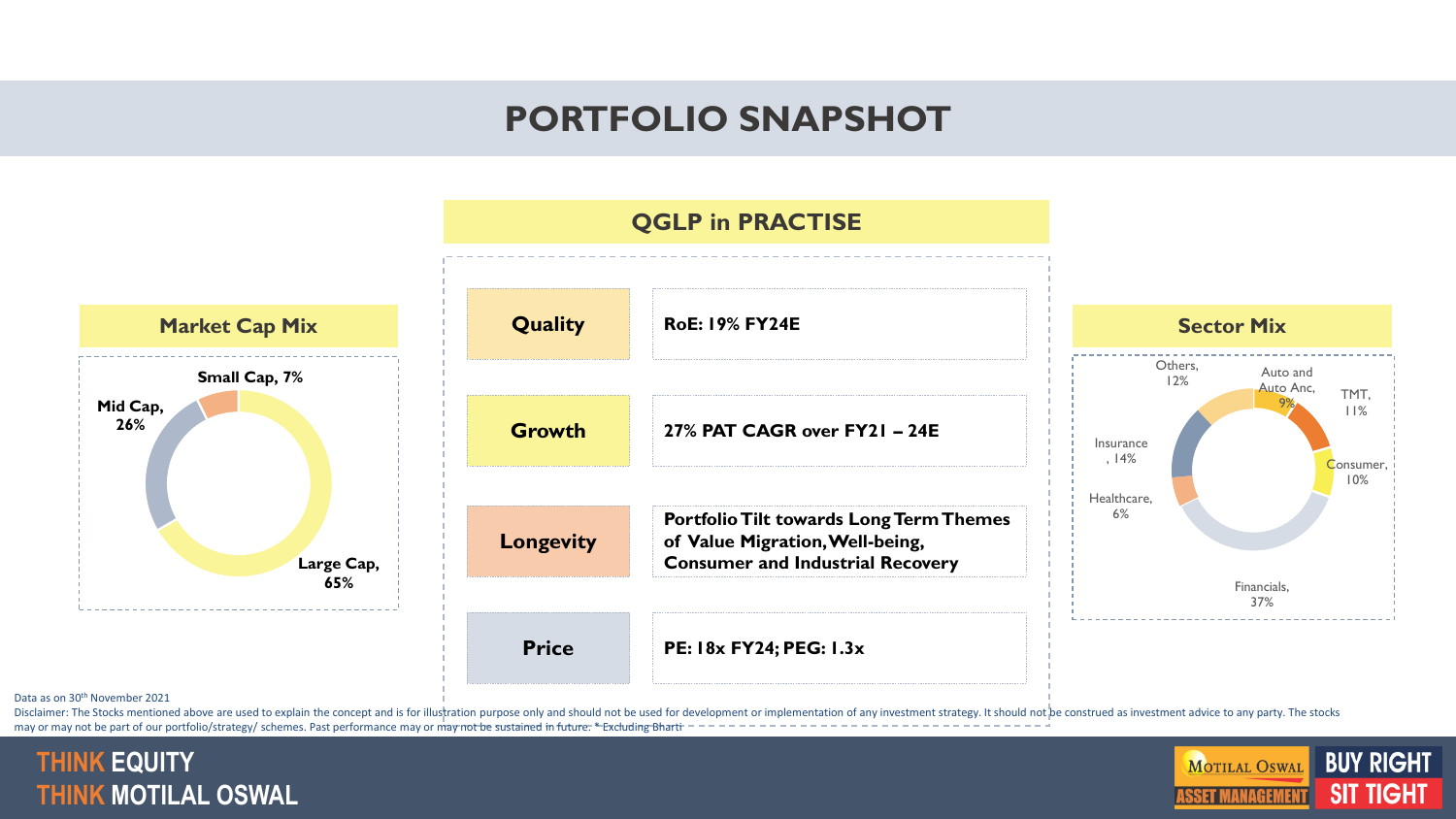# PORTFOLIO SNAPSHOT

## Market Cap Mix

- Large Cap, 65%
- Mid Cap, 26%
- Small Cap, 7%

## QGLP in PRACTISE

| | |
|---|---|
| **Quality** | **RoE: 19% FY24E** |
| **Growth** | **27% PAT CAGR over FY21 – 24E** |
| **Longevity** | **Portfolio Tilt towards Long Term Themes of Value Migration, Well-being, Consumer and Industrial Recovery** |
| **Price** | **PE: 18x FY24; PEG: 1.3x** |

## Sector Mix

- Financials, 37%
- Insurance, 14%
- Others, 12%
- TMT, 11%
- Consumer, 10%
- Auto and Auto Anc, 9%
- Healthcare, 6%

Data as on 30th November 2021

Disclaimer: The Stocks mentioned above are used to explain the concept and is for illustration purpose only and should not be used for development or implementation of any investment strategy. It should not be construed as investment advice to any party. The stocks may or may not be part of our portfolio/strategy/ schemes. Past performance may or may not be sustained in future. * Excluding Bharti

THINK EQUITY
THINK MOTILAL OSWAL

MOTILAL OSWAL ASSET MANAGEMENT | BUY RIGHT SIT TIGHT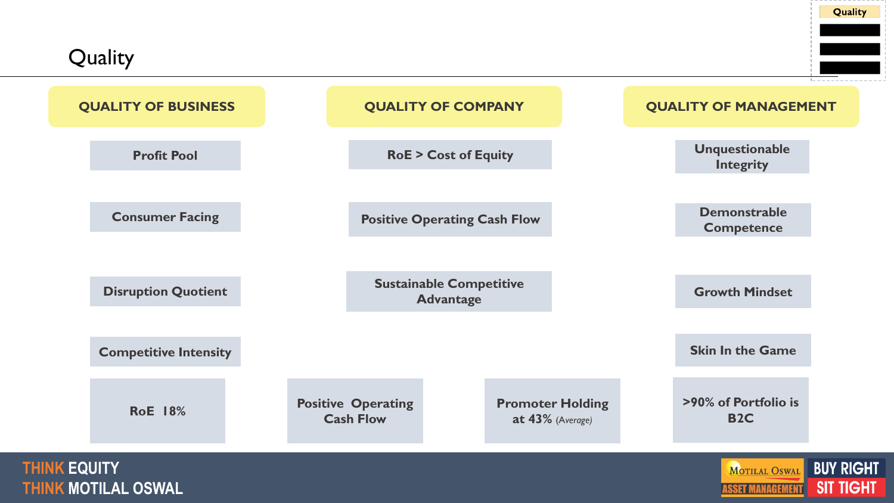# Quality

| QUALITY OF BUSINESS | QUALITY OF COMPANY | QUALITY OF MANAGEMENT |
| --- | --- | --- |
| Profit Pool | RoE > Cost of Equity | Unquestionable Integrity |
| Consumer Facing | Positive Operating Cash Flow | Demonstrable Competence |
| Disruption Quotient | Sustainable Competitive Advantage | Growth Mindset |
| Competitive Intensity | | Skin In the Game |

| RoE 18% | Positive Operating Cash Flow | Promoter Holding at 43% *(Average)* | >90% of Portfolio is B2C |
| --- | --- | --- | --- |

THINK EQUITY
THINK MOTILAL OSWAL

BUY RIGHT
SIT TIGHT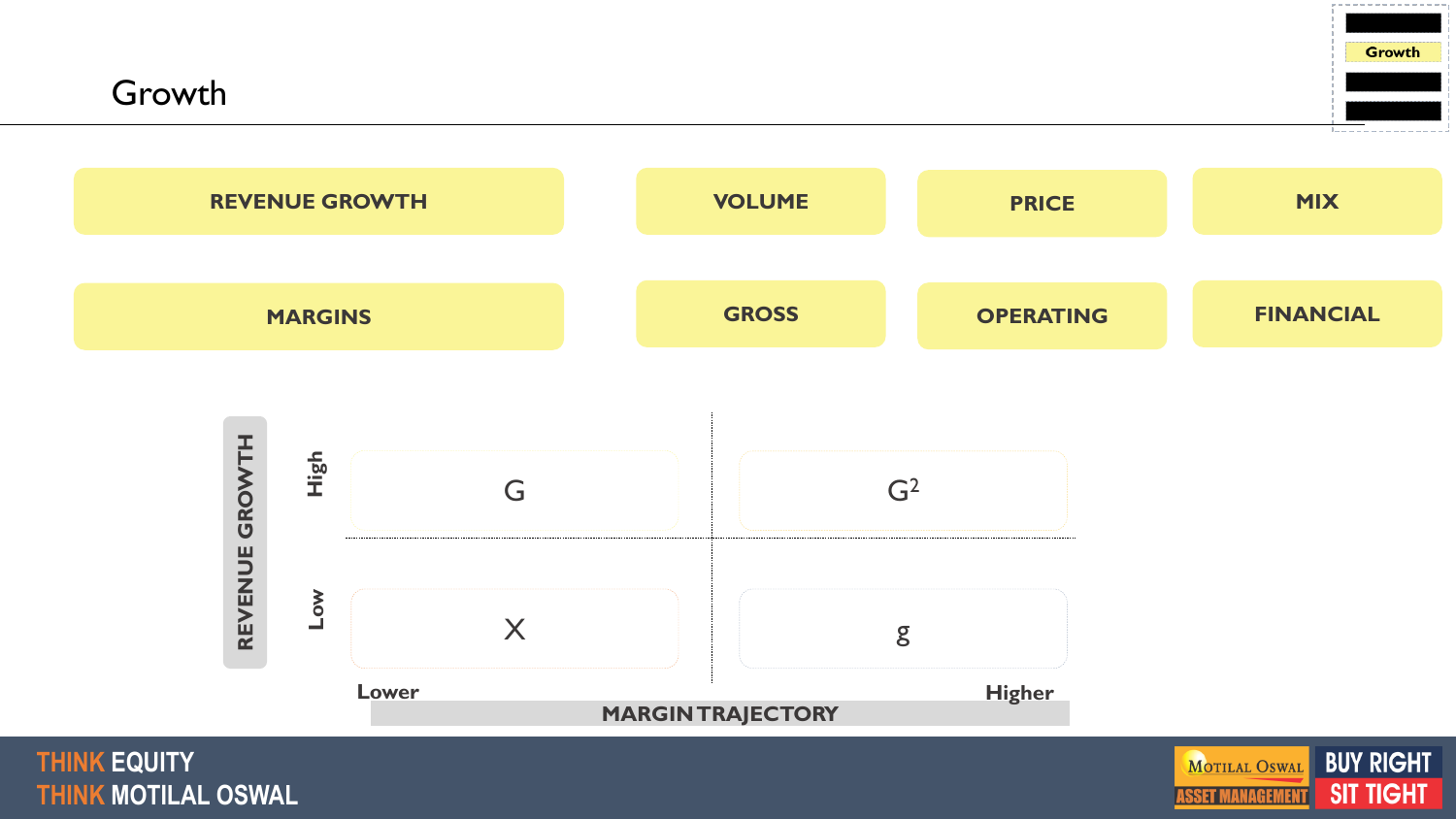# Growth

| | | | |
|---|---|---|---|
| **REVENUE GROWTH** | **VOLUME** | **PRICE** | **MIX** |
| **MARGINS** | **GROSS** | **OPERATING** | **FINANCIAL** |

**REVENUE GROWTH** (vertical axis) vs. **MARGIN TRAJECTORY** (horizontal axis)

| REVENUE GROWTH | Lower | Higher |
|---|---|---|
| **High** | G | $G^2$ |
| **Low** | X | g |

**MARGIN TRAJECTORY**

THINK EQUITY
THINK MOTILAL OSWAL

BUY RIGHT
SIT TIGHT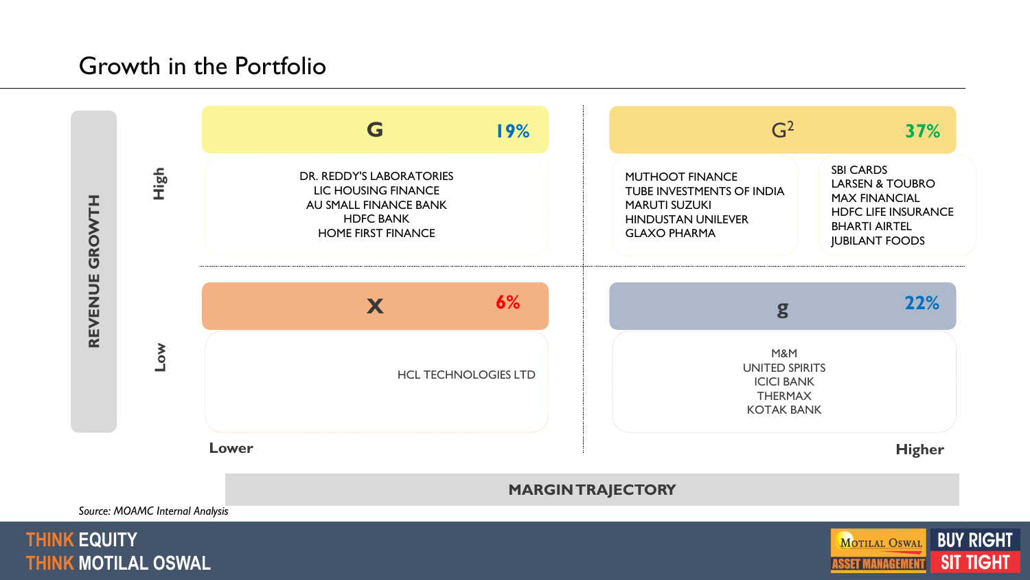# Growth in the Portfolio

**REVENUE GROWTH** (High / Low) vs **MARGIN TRAJECTORY** (Lower / Higher)

| Revenue Growth | Lower Margin Trajectory | Higher Margin Trajectory |
|---|---|---|
| **High** | **G** 19%<br>DR. REDDY'S LABORATORIES<br>LIC HOUSING FINANCE<br>AU SMALL FINANCE BANK<br>HDFC BANK<br>HOME FIRST FINANCE | **$G^2$** 37%<br>MUTHOOT FINANCE<br>TUBE INVESTMENTS OF INDIA<br>MARUTI SUZUKI<br>HINDUSTAN UNILEVER<br>GLAXO PHARMA<br>SBI CARDS<br>LARSEN & TOUBRO<br>MAX FINANCIAL<br>HDFC LIFE INSURANCE<br>BHARTI AIRTEL<br>JUBILANT FOODS |
| **Low** | **X** 6%<br>HCL TECHNOLOGIES LTD | **g** 22%<br>M&M<br>UNITED SPIRITS<br>ICICI BANK<br>THERMAX<br>KOTAK BANK |

*Source: MOAMC Internal Analysis*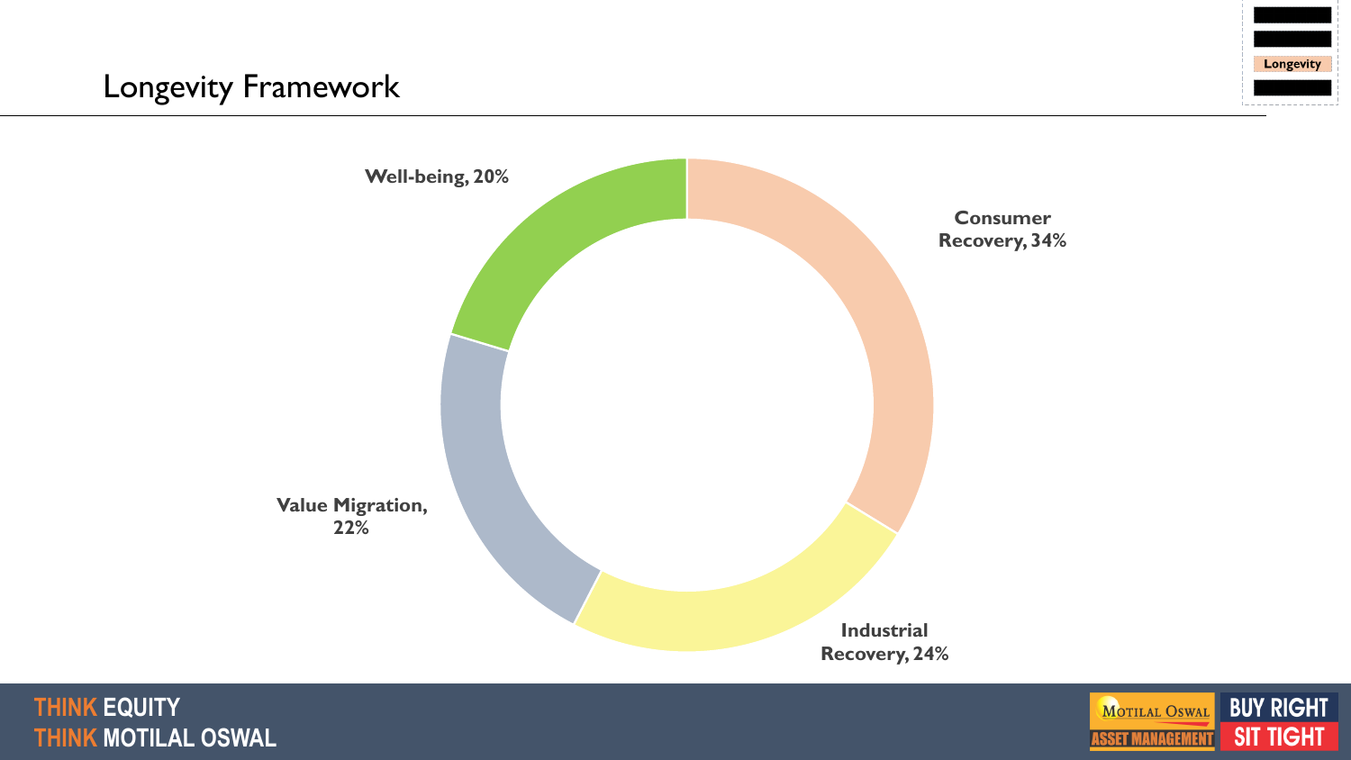# Longevity Framework

- Consumer Recovery, 34%
- Industrial Recovery, 24%
- Value Migration, 22%
- Well-being, 20%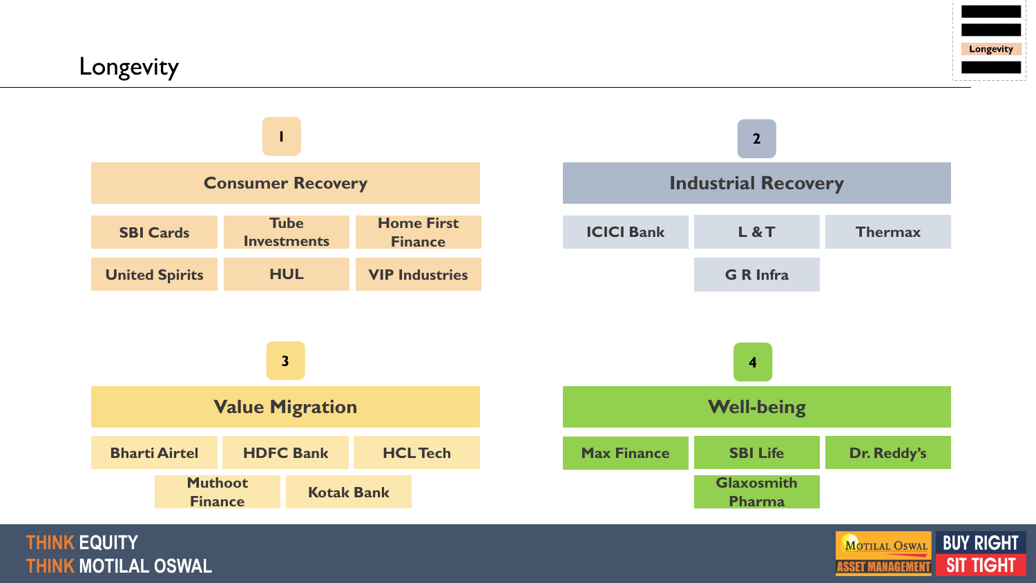# Longevity

## 1. Consumer Recovery

- SBI Cards
- Tube Investments
- Home First Finance
- United Spirits
- HUL
- VIP Industries

## 2. Industrial Recovery

- ICICI Bank
- L & T
- Thermax
- G R Infra

## 3. Value Migration

- Bharti Airtel
- HDFC Bank
- HCL Tech
- Muthoot Finance
- Kotak Bank

## 4. Well-being

- Max Finance
- SBI Life
- Dr. Reddy's
- Glaxosmith Pharma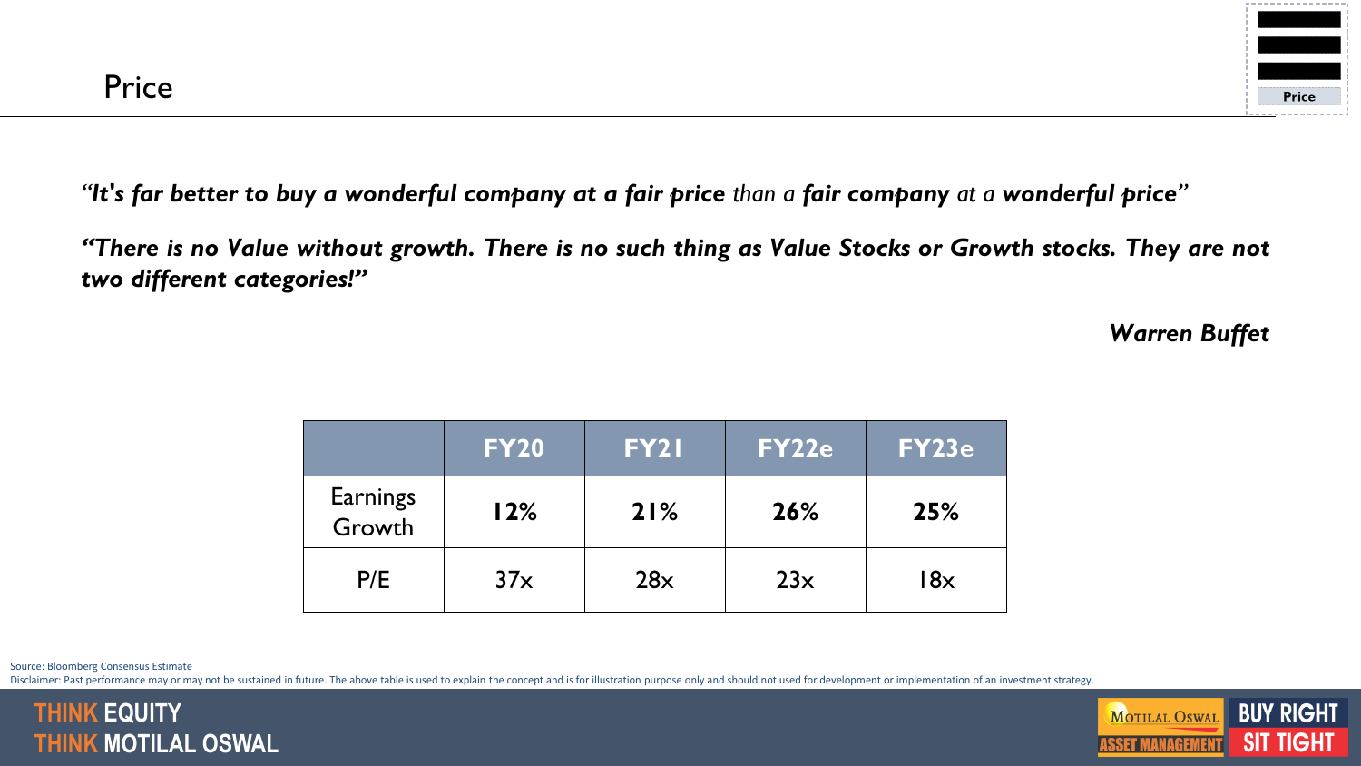# Price

*"**It's far better to buy a wonderful company at a fair price** than a **fair company** at a **wonderful price**"*

***"There is no Value without growth. There is no such thing as Value Stocks or Growth stocks. They are not two different categories!"***

***Warren Buffet***

| | FY20 | FY21 | FY22e | FY23e |
|---|---|---|---|---|
| Earnings Growth | **12%** | **21%** | **26%** | **25%** |
| P/E | 37x | 28x | 23x | 18x |

Source: Bloomberg Consensus Estimate

Disclaimer: Past performance may or may not be sustained in future. The above table is used to explain the concept and is for illustration purpose only and should not used for development or implementation of an investment strategy.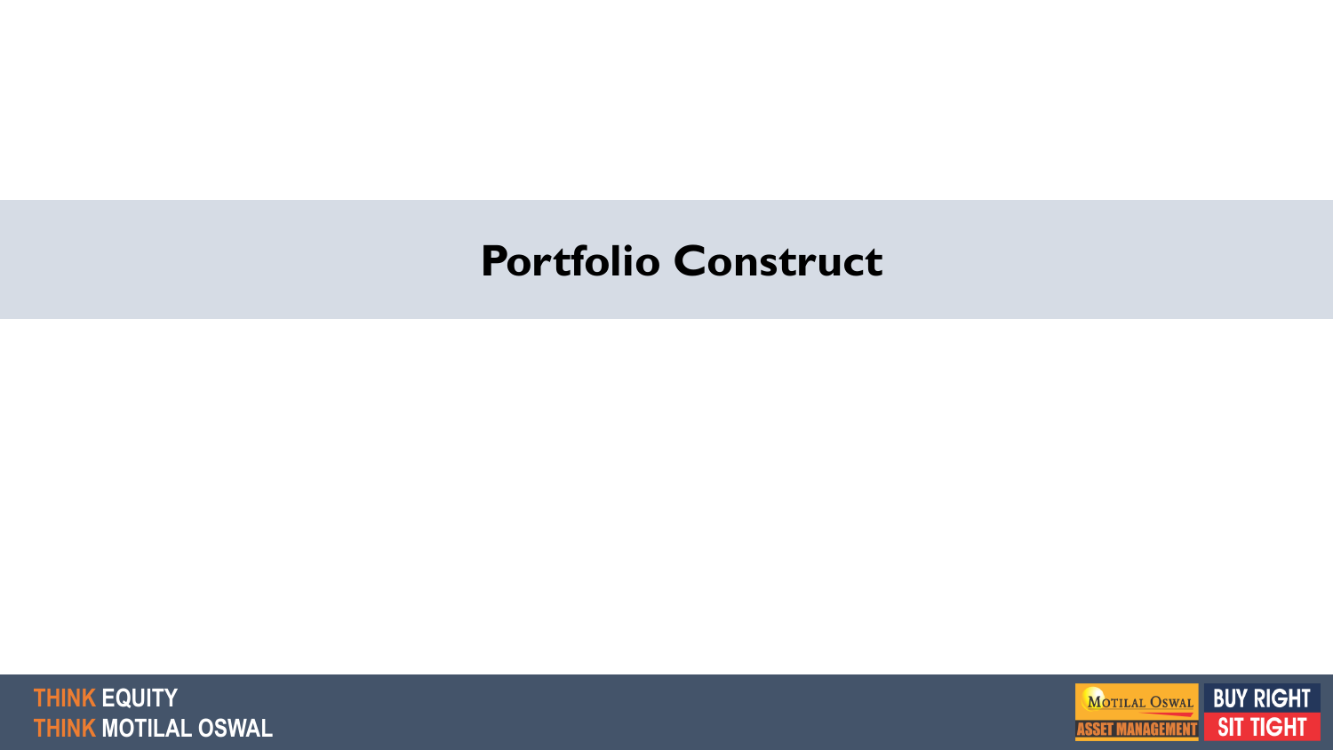# Portfolio Construct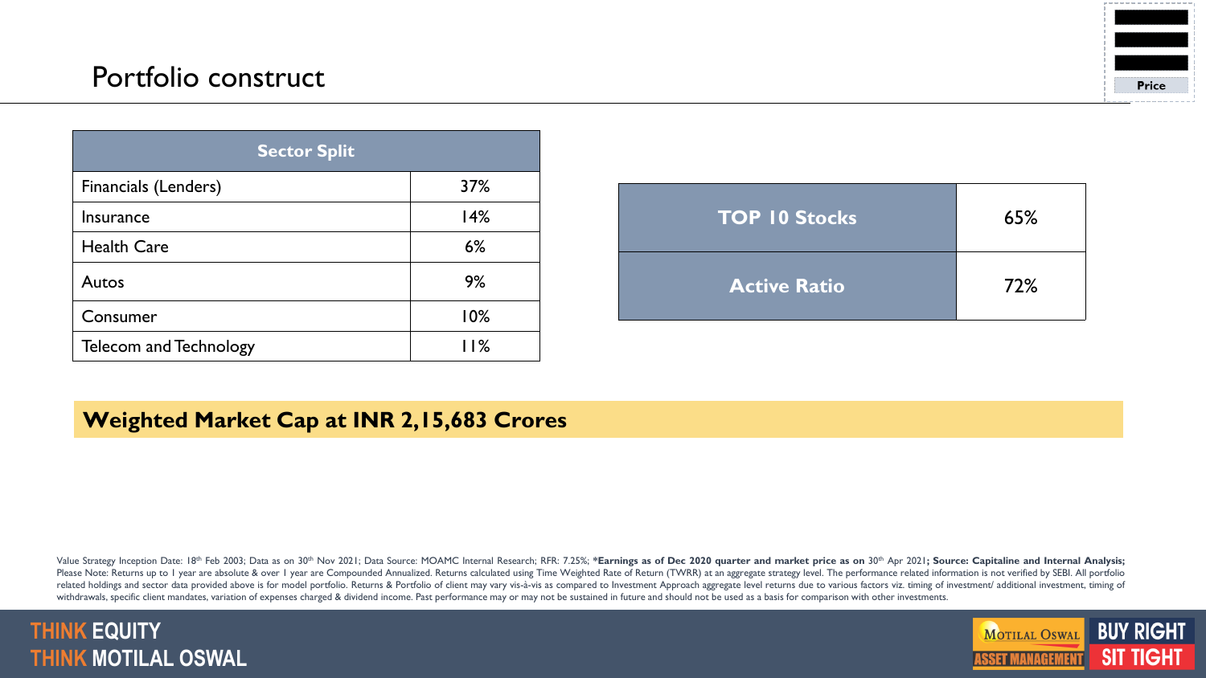# Portfolio construct

| Sector Split | |
|---|---|
| Financials (Lenders) | 37% |
| Insurance | 14% |
| Health Care | 6% |
| Autos | 9% |
| Consumer | 10% |
| Telecom and Technology | 11% |

| | |
|---|---|
| **TOP 10 Stocks** | 65% |
| **Active Ratio** | 72% |

**Weighted Market Cap at INR 2,15,683 Crores**

Value Strategy Inception Date: 18th Feb 2003; Data as on 30th Nov 2021; Data Source: MOAMC Internal Research; RFR: 7.25%; ***Earnings as of Dec 2020 quarter and market price as on 30th Apr 2021; Source: Capitaline and Internal Analysis;** Please Note: Returns up to 1 year are absolute & over 1 year are Compounded Annualized. Returns calculated using Time Weighted Rate of Return (TWRR) at an aggregate strategy level. The performance related information is not verified by SEBI. All portfolio related holdings and sector data provided above is for model portfolio. Returns & Portfolio of client may vary vis-à-vis as compared to Investment Approach aggregate level returns due to various factors viz. timing of investment/ additional investment, timing of withdrawals, specific client mandates, variation of expenses charged & dividend income. Past performance may or may not be sustained in future and should not be used as a basis for comparison with other investments.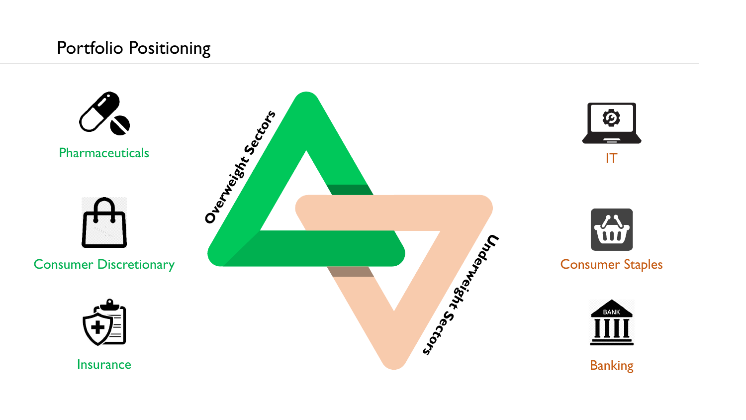# Portfolio Positioning

**Overweight Sectors**

- Pharmaceuticals
- Consumer Discretionary
- Insurance

**Underweight Sectors**

- IT
- Consumer Staples
- Banking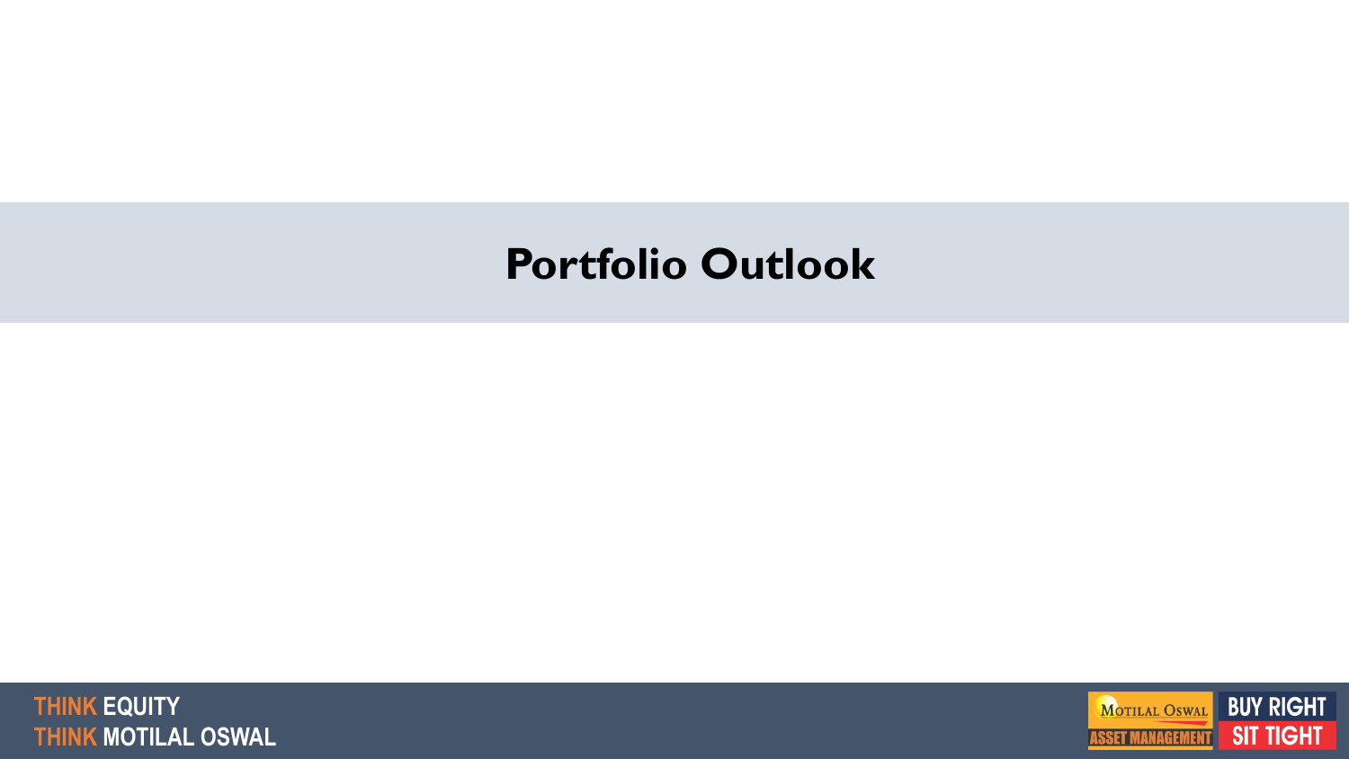# Portfolio Outlook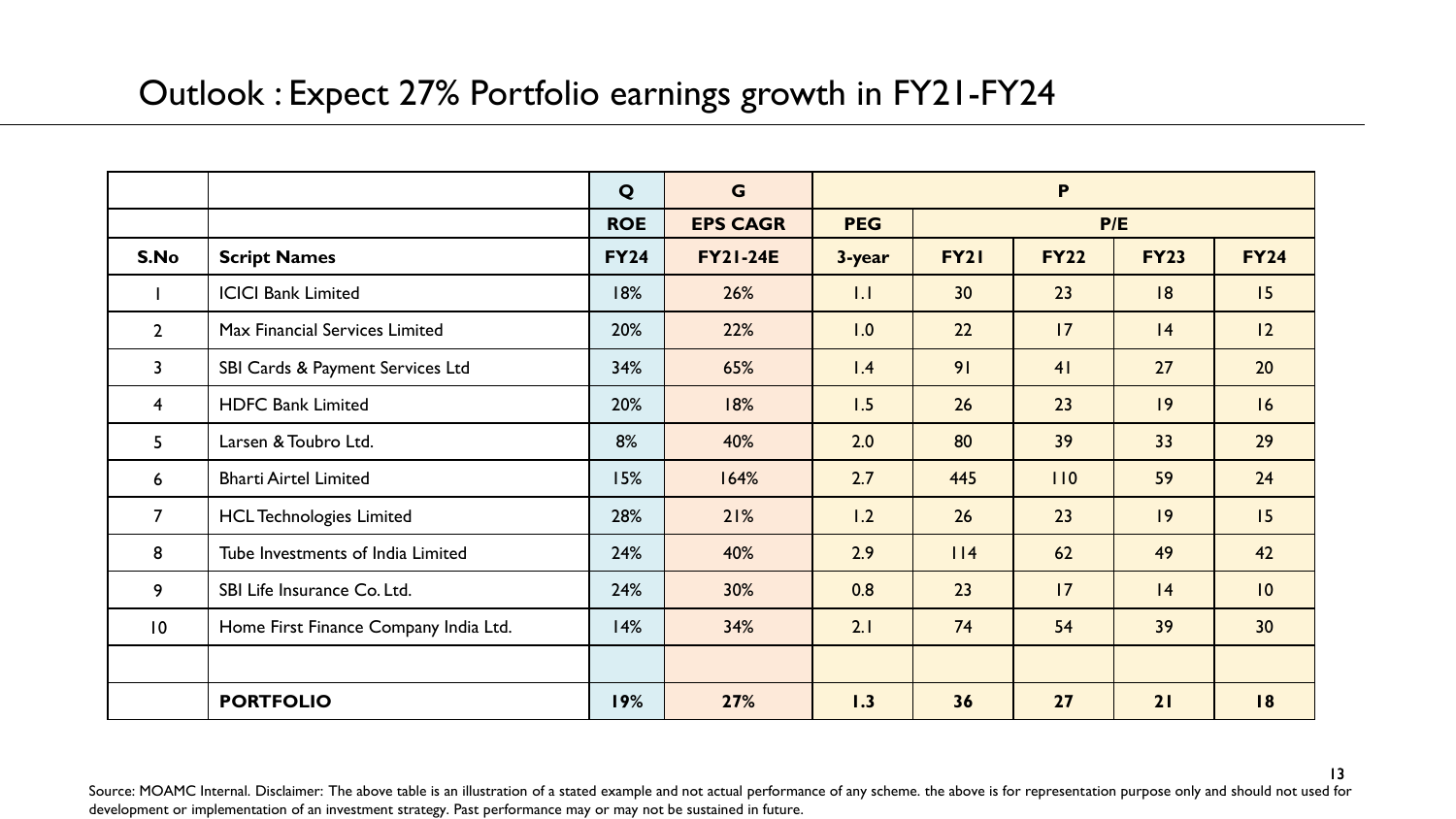# Outlook : Expect 27% Portfolio earnings growth in FY21-FY24

| | | Q | G | P | | | | |
|---|---|---|---|---|---|---|---|---|
| | | ROE | EPS CAGR | PEG | P/E | | | |
| **S.No** | **Script Names** | **FY24** | **FY21-24E** | **3-year** | **FY21** | **FY22** | **FY23** | **FY24** |
| 1 | ICICI Bank Limited | 18% | 26% | 1.1 | 30 | 23 | 18 | 15 |
| 2 | Max Financial Services Limited | 20% | 22% | 1.0 | 22 | 17 | 14 | 12 |
| 3 | SBI Cards & Payment Services Ltd | 34% | 65% | 1.4 | 91 | 41 | 27 | 20 |
| 4 | HDFC Bank Limited | 20% | 18% | 1.5 | 26 | 23 | 19 | 16 |
| 5 | Larsen & Toubro Ltd. | 8% | 40% | 2.0 | 80 | 39 | 33 | 29 |
| 6 | Bharti Airtel Limited | 15% | 164% | 2.7 | 445 | 110 | 59 | 24 |
| 7 | HCL Technologies Limited | 28% | 21% | 1.2 | 26 | 23 | 19 | 15 |
| 8 | Tube Investments of India Limited | 24% | 40% | 2.9 | 114 | 62 | 49 | 42 |
| 9 | SBI Life Insurance Co. Ltd. | 24% | 30% | 0.8 | 23 | 17 | 14 | 10 |
| 10 | Home First Finance Company India Ltd. | 14% | 34% | 2.1 | 74 | 54 | 39 | 30 |
| | | | | | | | | |
| | **PORTFOLIO** | **19%** | **27%** | **1.3** | **36** | **27** | **21** | **18** |

Source: MOAMC Internal. Disclaimer: The above table is an illustration of a stated example and not actual performance of any scheme. the above is for representation purpose only and should not used for development or implementation of an investment strategy. Past performance may or may not be sustained in future.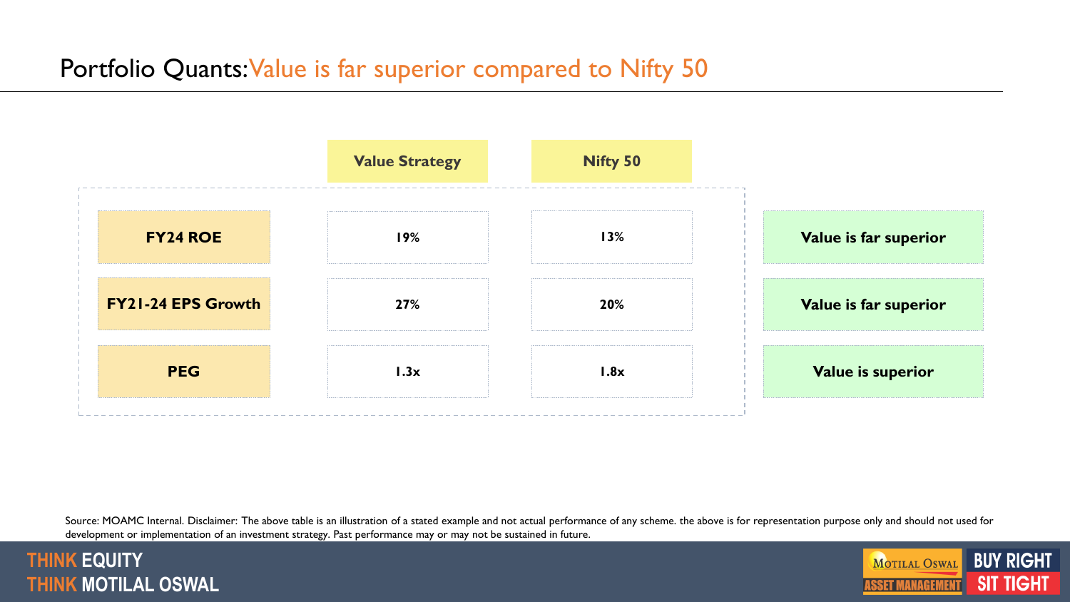# Portfolio Quants: Value is far superior compared to Nifty 50

| | Value Strategy | Nifty 50 | |
|---|---|---|---|
| **FY24 ROE** | 19% | 13% | **Value is far superior** |
| **FY21-24 EPS Growth** | 27% | 20% | **Value is far superior** |
| **PEG** | 1.3x | 1.8x | **Value is superior** |

Source: MOAMC Internal. Disclaimer: The above table is an illustration of a stated example and not actual performance of any scheme. the above is for representation purpose only and should not used for development or implementation of an investment strategy. Past performance may or may not be sustained in future.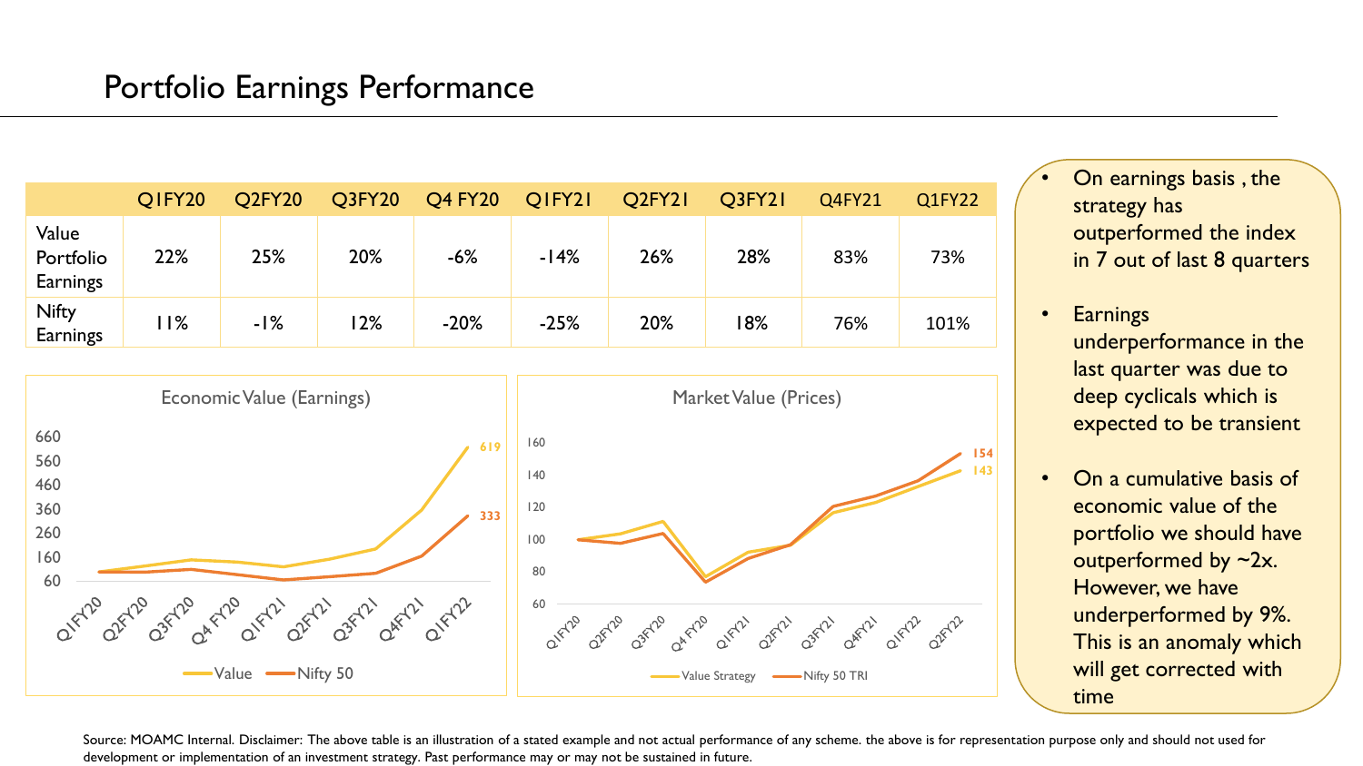# Portfolio Earnings Performance

| | Q1FY20 | Q2FY20 | Q3FY20 | Q4 FY20 | Q1FY21 | Q2FY21 | Q3FY21 | Q4FY21 | Q1FY22 |
|---|---|---|---|---|---|---|---|---|---|
| Value Portfolio Earnings | 22% | 25% | 20% | -6% | -14% | 26% | 28% | 83% | 73% |
| Nifty Earnings | 11% | -1% | 12% | -20% | -25% | 20% | 18% | 76% | 101% |

Economic Value (Earnings)

Market Value (Prices)

- On earnings basis , the strategy has outperformed the index in 7 out of last 8 quarters
- Earnings underperformance in the last quarter was due to deep cyclicals which is expected to be transient
- On a cumulative basis of economic value of the portfolio we should have outperformed by ~2x. However, we have underperformed by 9%. This is an anomaly which will get corrected with time

Source: MOAMC Internal. Disclaimer: The above table is an illustration of a stated example and not actual performance of any scheme. the above is for representation purpose only and should not used for development or implementation of an investment strategy. Past performance may or may not be sustained in future.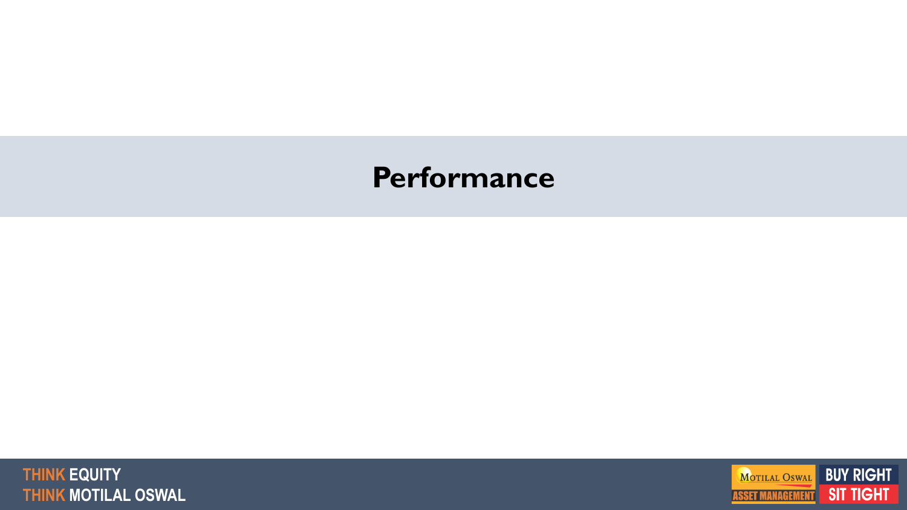# Performance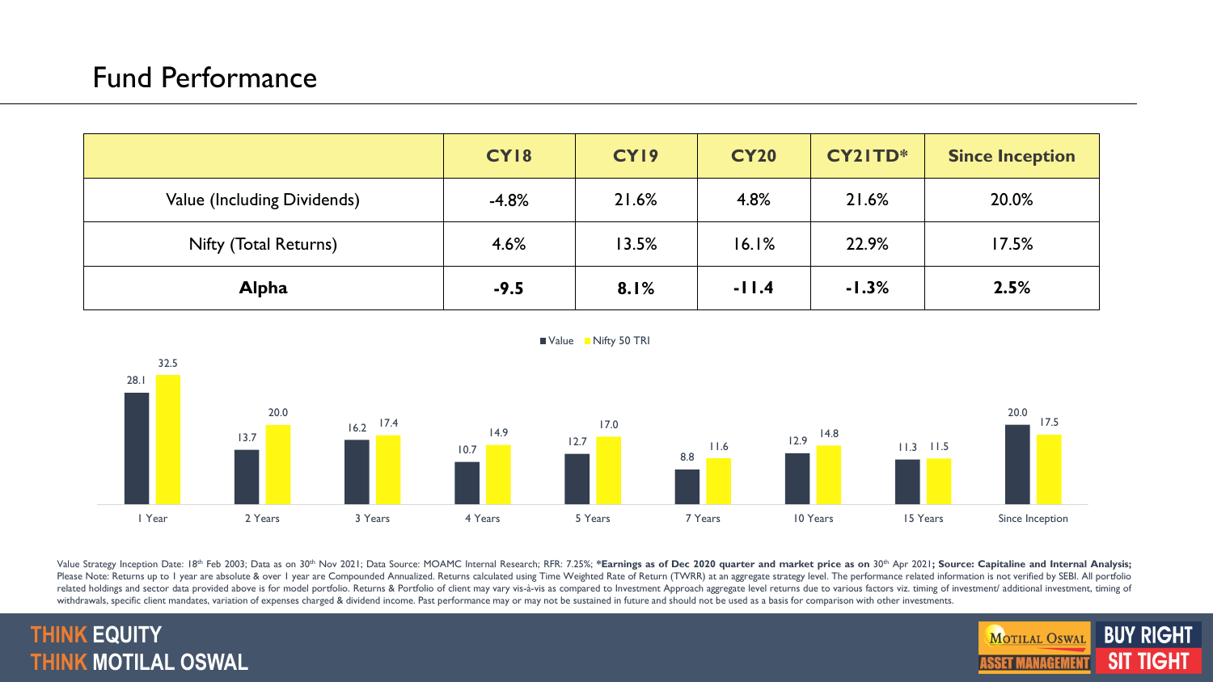# Fund Performance

| | CY18 | CY19 | CY20 | CY21TD* | Since Inception |
|---|---|---|---|---|---|
| Value (Including Dividends) | -4.8% | 21.6% | 4.8% | 21.6% | 20.0% |
| Nifty (Total Returns) | 4.6% | 13.5% | 16.1% | 22.9% | 17.5% |
| **Alpha** | **-9.5** | **8.1%** | **-11.4** | **-1.3%** | **2.5%** |

| | Value | Nifty 50 TRI |
|---|---|---|
| 1 Year | 28.1 | 32.5 |
| 2 Years | 13.7 | 20.0 |
| 3 Years | 16.2 | 17.4 |
| 4 Years | 10.7 | 14.9 |
| 5 Years | 12.7 | 17.0 |
| 7 Years | 8.8 | 11.6 |
| 10 Years | 12.9 | 14.8 |
| 15 Years | 11.3 | 11.5 |
| Since Inception | 20.0 | 17.5 |

Value Strategy Inception Date: 18th Feb 2003; Data as on 30th Nov 2021; Data Source: MOAMC Internal Research; RFR: 7.25%; ***Earnings as of Dec 2020 quarter and market price as on 30th Apr 2021; Source: Capitaline and Internal Analysis;** Please Note: Returns up to 1 year are absolute & over 1 year are Compounded Annualized. Returns calculated using Time Weighted Rate of Return (TWRR) at an aggregate strategy level. The performance related information is not verified by SEBI. All portfolio related holdings and sector data provided above is for model portfolio. Returns & Portfolio of client may vary vis-à-vis as compared to Investment Approach aggregate level returns due to various factors viz. timing of investment/ additional investment, timing of withdrawals, specific client mandates, variation of expenses charged & dividend income. Past performance may or may not be sustained in future and should not be used as a basis for comparison with other investments.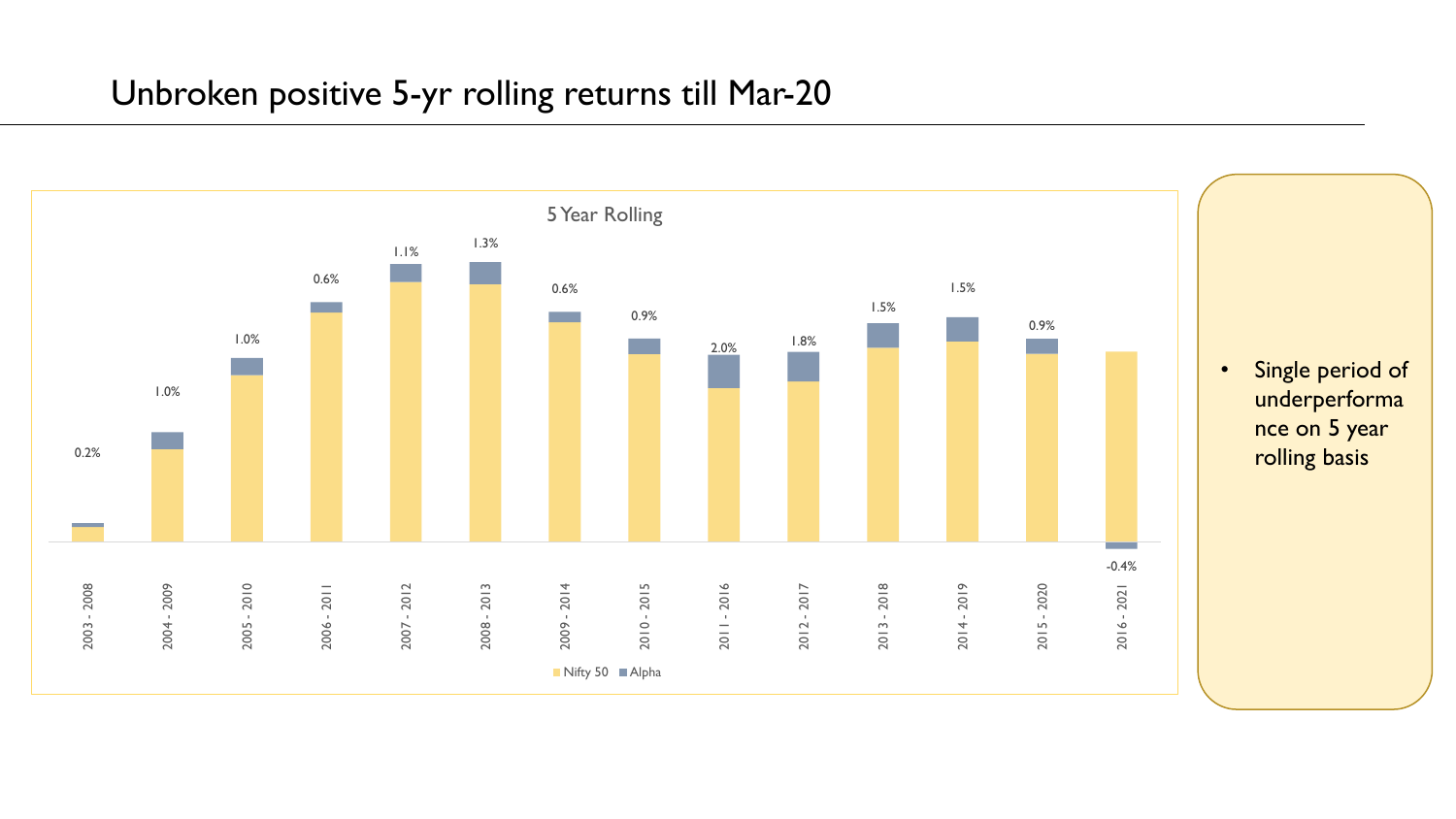# Unbroken positive 5-yr rolling returns till Mar-20

5 Year Rolling

| Period | Alpha |
|---|---|
| 2003 - 2008 | 0.2% |
| 2004 - 2009 | 1.0% |
| 2005 - 2010 | 1.0% |
| 2006 - 2011 | 0.6% |
| 2007 - 2012 | 1.1% |
| 2008 - 2013 | 1.3% |
| 2009 - 2014 | 0.6% |
| 2010 - 2015 | 0.9% |
| 2011 - 2016 | 2.0% |
| 2012 - 2017 | 1.8% |
| 2013 - 2018 | 1.5% |
| 2014 - 2019 | 1.5% |
| 2015 - 2020 | 0.9% |
| 2016 - 2021 | -0.4% |

Nifty 50 ■ Alpha

- Single period of underperformance on 5 year rolling basis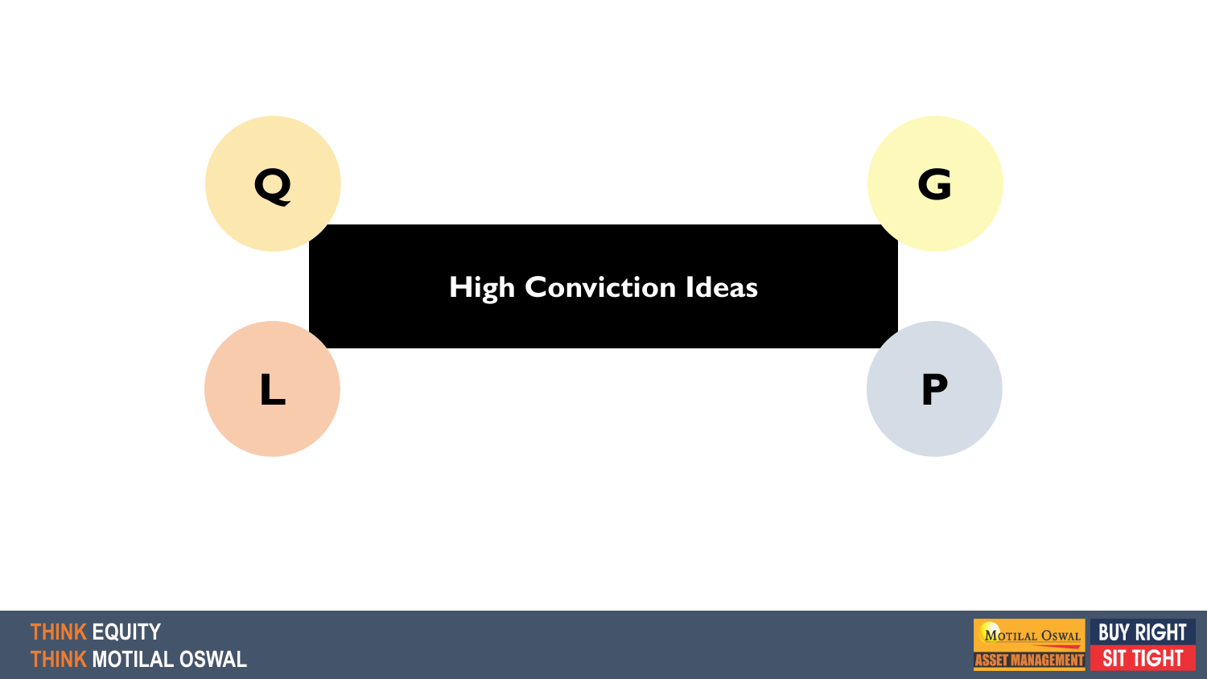Q

G

# High Conviction Ideas

L

P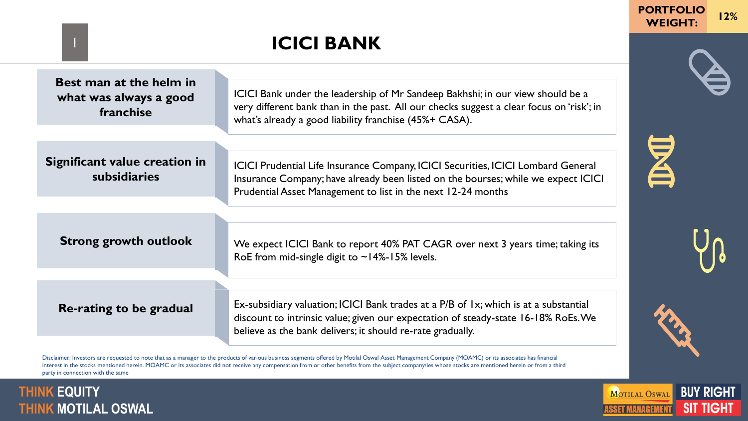PORTFOLIO WEIGHT: 12%

# ICICI BANK

| | |
|---|---|
| **Best man at the helm in what was always a good franchise** | ICICI Bank under the leadership of Mr Sandeep Bakhshi; in our view should be a very different bank than in the past. All our checks suggest a clear focus on 'risk'; in what's already a good liability franchise (45%+ CASA). |
| **Significant value creation in subsidiaries** | ICICI Prudential Life Insurance Company, ICICI Securities, ICICI Lombard General Insurance Company; have already been listed on the bourses; while we expect ICICI Prudential Asset Management to list in the next 12-24 months |
| **Strong growth outlook** | We expect ICICI Bank to report 40% PAT CAGR over next 3 years time; taking its RoE from mid-single digit to ~14%-15% levels. |
| **Re-rating to be gradual** | Ex-subsidiary valuation; ICICI Bank trades at a P/B of 1x; which is at a substantial discount to intrinsic value; given our expectation of steady-state 16-18% RoEs. We believe as the bank delivers; it should re-rate gradually. |

Disclaimer: Investors are requested to note that as a manager to the products of various business segments offered by Motilal Oswal Asset Management Company (MOAMC) or its associates has financial interest in the stocks mentioned herein. MOAMC or its associates did not receive any compensation from or other benefits from the subject company/ies whose stocks are mentioned herein or from a third party in connection with the same

THINK EQUITY
THINK MOTILAL OSWAL

BUY RIGHT SIT TIGHT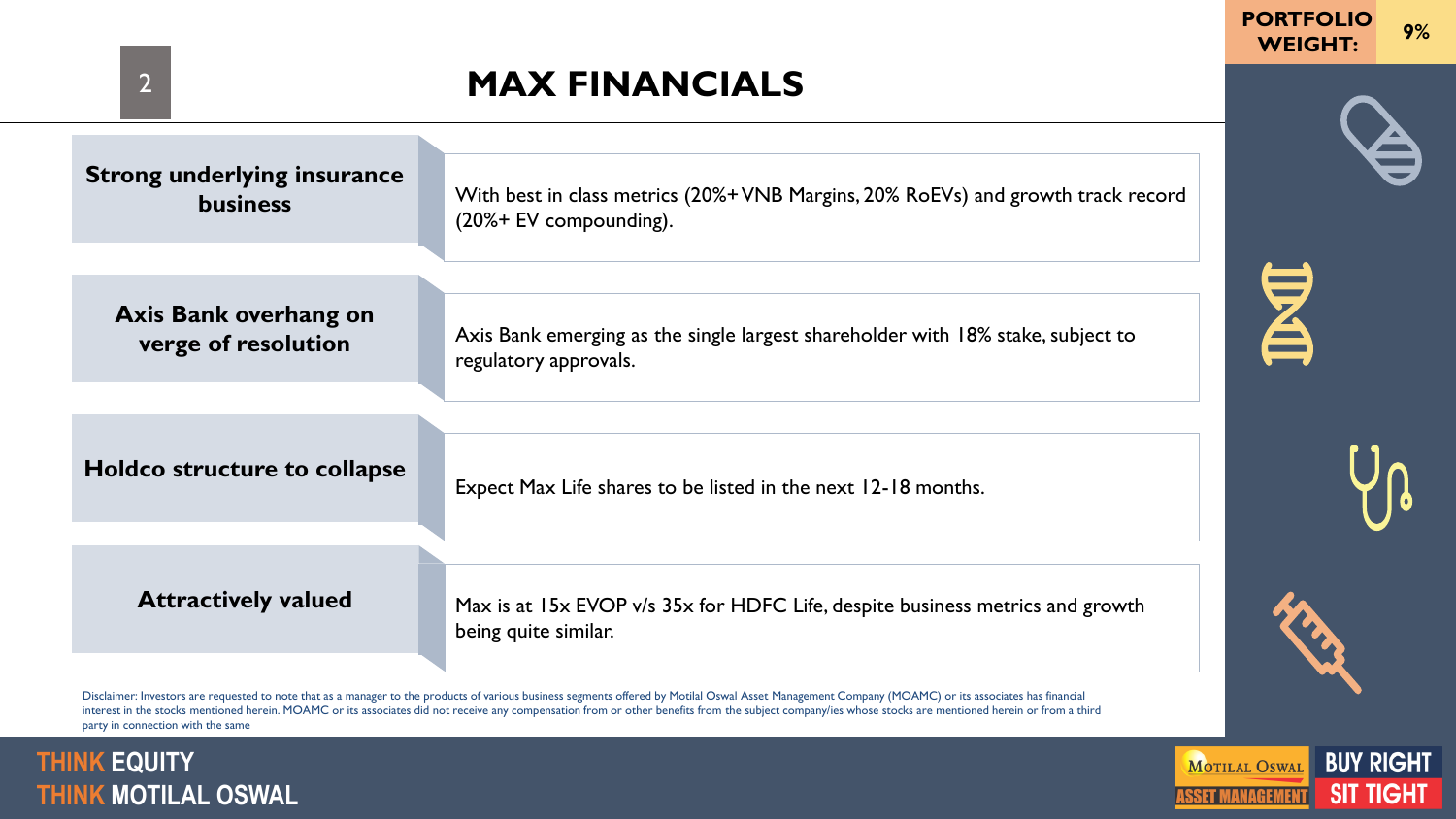# MAX FINANCIALS

**PORTFOLIO WEIGHT:** 9%

| | |
|---|---|
| **Strong underlying insurance business** | With best in class metrics (20%+ VNB Margins, 20% RoEVs) and growth track record (20%+ EV compounding). |
| **Axis Bank overhang on verge of resolution** | Axis Bank emerging as the single largest shareholder with 18% stake, subject to regulatory approvals. |
| **Holdco structure to collapse** | Expect Max Life shares to be listed in the next 12-18 months. |
| **Attractively valued** | Max is at 15x EVOP v/s 35x for HDFC Life, despite business metrics and growth being quite similar. |

Disclaimer: Investors are requested to note that as a manager to the products of various business segments offered by Motilal Oswal Asset Management Company (MOAMC) or its associates has financial interest in the stocks mentioned herein. MOAMC or its associates did not receive any compensation from or other benefits from the subject company/ies whose stocks are mentioned herein or from a third party in connection with the same

THINK EQUITY THINK MOTILAL OSWAL

BUY RIGHT SIT TIGHT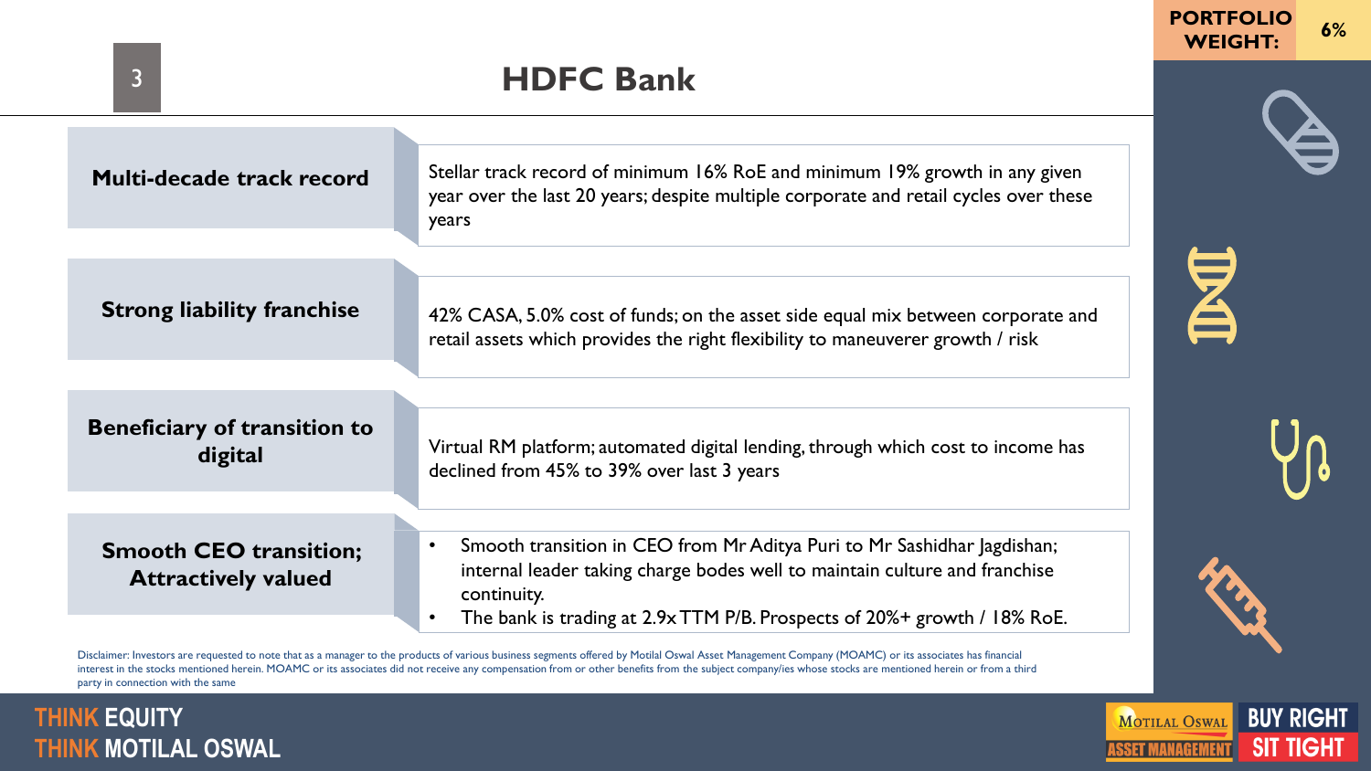# HDFC Bank

**PORTFOLIO WEIGHT:** 6%

| | |
|---|---|
| **Multi-decade track record** | Stellar track record of minimum 16% RoE and minimum 19% growth in any given year over the last 20 years; despite multiple corporate and retail cycles over these years |
| **Strong liability franchise** | 42% CASA, 5.0% cost of funds; on the asset side equal mix between corporate and retail assets which provides the right flexibility to maneuverer growth / risk |
| **Beneficiary of transition to digital** | Virtual RM platform; automated digital lending, through which cost to income has declined from 45% to 39% over last 3 years |
| **Smooth CEO transition; Attractively valued** | • Smooth transition in CEO from Mr Aditya Puri to Mr Sashidhar Jagdishan; internal leader taking charge bodes well to maintain culture and franchise continuity. • The bank is trading at 2.9x TTM P/B. Prospects of 20%+ growth / 18% RoE. |

Disclaimer: Investors are requested to note that as a manager to the products of various business segments offered by Motilal Oswal Asset Management Company (MOAMC) or its associates has financial interest in the stocks mentioned herein. MOAMC or its associates did not receive any compensation from or other benefits from the subject company/ies whose stocks are mentioned herein or from a third party in connection with the same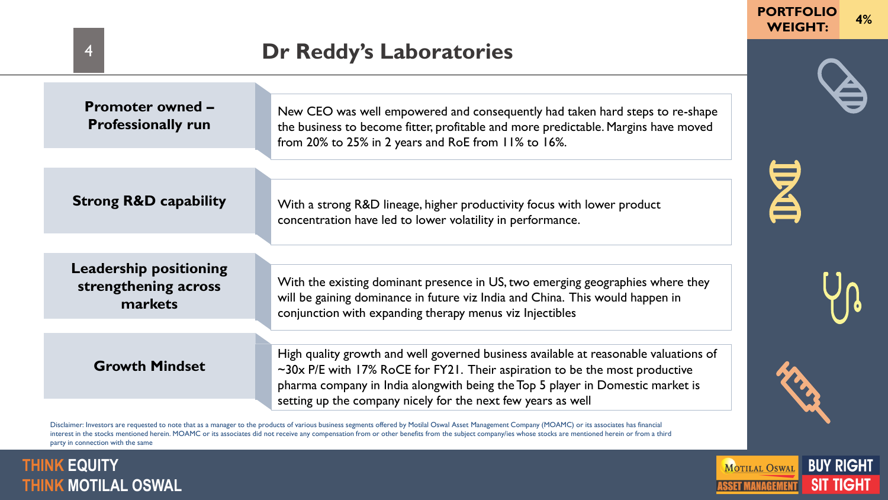PORTFOLIO WEIGHT: 4%

# Dr Reddy's Laboratories

| | |
|---|---|
| **Promoter owned – Professionally run** | New CEO was well empowered and consequently had taken hard steps to re-shape the business to become fitter, profitable and more predictable. Margins have moved from 20% to 25% in 2 years and RoE from 11% to 16%. |
| **Strong R&D capability** | With a strong R&D lineage, higher productivity focus with lower product concentration have led to lower volatility in performance. |
| **Leadership positioning strengthening across markets** | With the existing dominant presence in US, two emerging geographies where they will be gaining dominance in future viz India and China. This would happen in conjunction with expanding therapy menus viz Injectibles |
| **Growth Mindset** | High quality growth and well governed business available at reasonable valuations of ~30x P/E with 17% RoCE for FY21. Their aspiration to be the most productive pharma company in India alongwith being the Top 5 player in Domestic market is setting up the company nicely for the next few years as well |

Disclaimer: Investors are requested to note that as a manager to the products of various business segments offered by Motilal Oswal Asset Management Company (MOAMC) or its associates has financial interest in the stocks mentioned herein. MOAMC or its associates did not receive any compensation from or other benefits from the subject company/ies whose stocks are mentioned herein or from a third party in connection with the same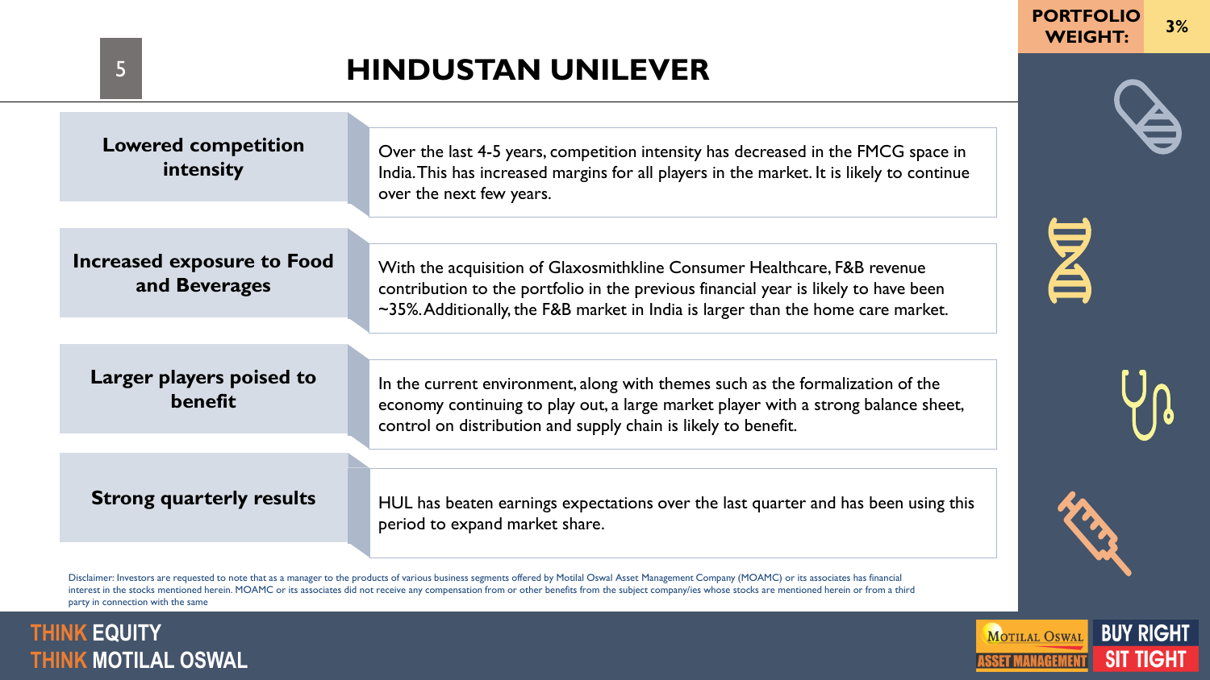# HINDUSTAN UNILEVER

**PORTFOLIO WEIGHT:** 3%

| | |
|---|---|
| **Lowered competition intensity** | Over the last 4-5 years, competition intensity has decreased in the FMCG space in India. This has increased margins for all players in the market. It is likely to continue over the next few years. |
| **Increased exposure to Food and Beverages** | With the acquisition of Glaxosmithkline Consumer Healthcare, F&B revenue contribution to the portfolio in the previous financial year is likely to have been ~35%. Additionally, the F&B market in India is larger than the home care market. |
| **Larger players poised to benefit** | In the current environment, along with themes such as the formalization of the economy continuing to play out, a large market player with a strong balance sheet, control on distribution and supply chain is likely to benefit. |
| **Strong quarterly results** | HUL has beaten earnings expectations over the last quarter and has been using this period to expand market share. |

Disclaimer: Investors are requested to note that as a manager to the products of various business segments offered by Motilal Oswal Asset Management Company (MOAMC) or its associates has financial interest in the stocks mentioned herein. MOAMC or its associates did not receive any compensation from or other benefits from the subject company/ies whose stocks are mentioned herein or from a third party in connection with the same

THINK EQUITY
THINK MOTILAL OSWAL

MOTILAL OSWAL ASSET MANAGEMENT | BUY RIGHT SIT TIGHT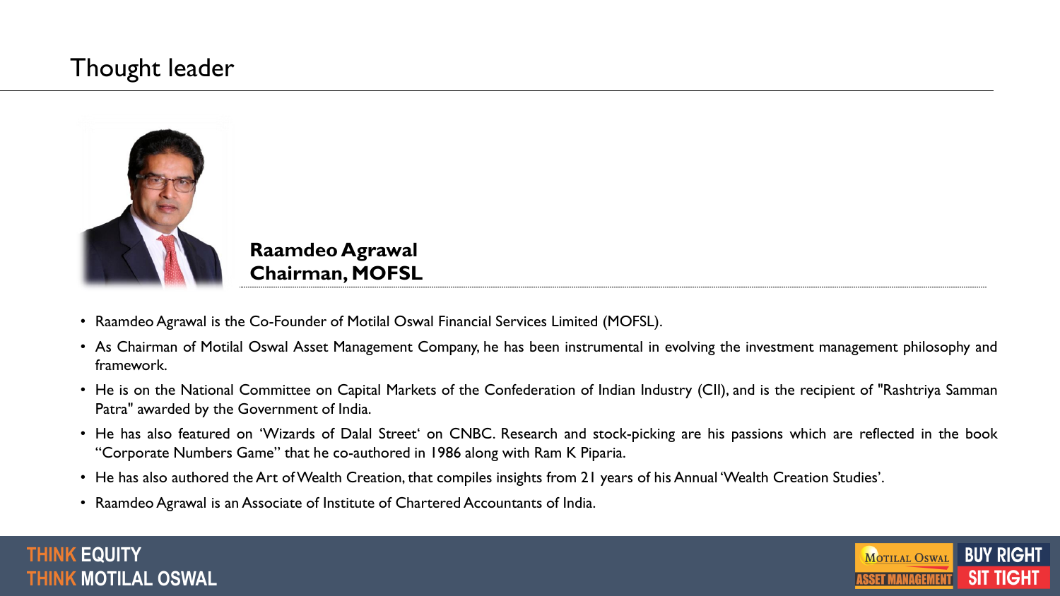# Thought leader

**Raamdeo Agrawal**
**Chairman, MOFSL**

- Raamdeo Agrawal is the Co-Founder of Motilal Oswal Financial Services Limited (MOFSL).
- As Chairman of Motilal Oswal Asset Management Company, he has been instrumental in evolving the investment management philosophy and framework.
- He is on the National Committee on Capital Markets of the Confederation of Indian Industry (CII), and is the recipient of "Rashtriya Samman Patra" awarded by the Government of India.
- He has also featured on 'Wizards of Dalal Street' on CNBC. Research and stock-picking are his passions which are reflected in the book "Corporate Numbers Game" that he co-authored in 1986 along with Ram K Piparia.
- He has also authored the Art of Wealth Creation, that compiles insights from 21 years of his Annual 'Wealth Creation Studies'.
- Raamdeo Agrawal is an Associate of Institute of Chartered Accountants of India.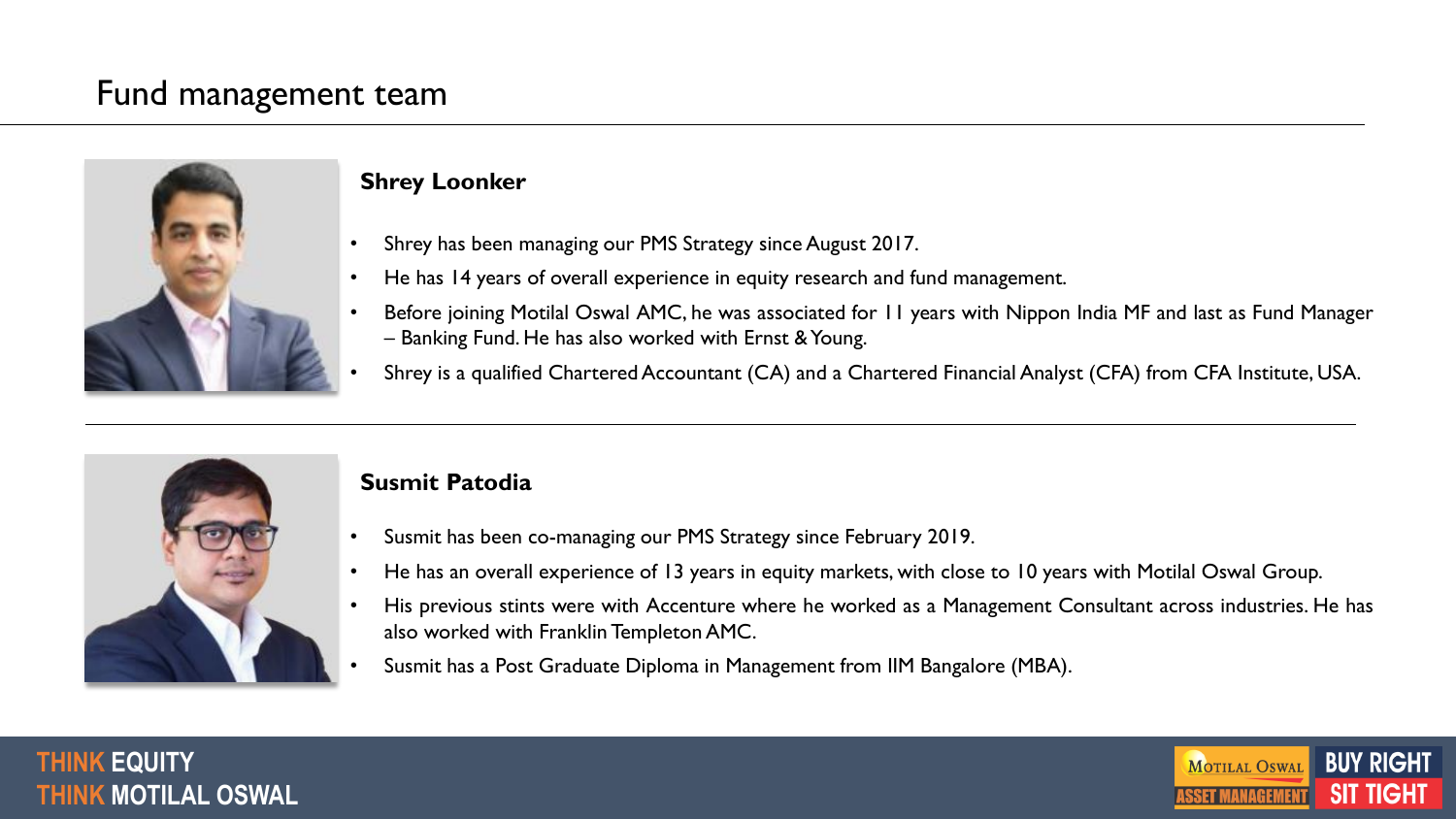# Fund management team

### Shrey Loonker

- Shrey has been managing our PMS Strategy since August 2017.
- He has 14 years of overall experience in equity research and fund management.
- Before joining Motilal Oswal AMC, he was associated for 11 years with Nippon India MF and last as Fund Manager – Banking Fund. He has also worked with Ernst & Young.
- Shrey is a qualified Chartered Accountant (CA) and a Chartered Financial Analyst (CFA) from CFA Institute, USA.

---

### Susmit Patodia

- Susmit has been co-managing our PMS Strategy since February 2019.
- He has an overall experience of 13 years in equity markets, with close to 10 years with Motilal Oswal Group.
- His previous stints were with Accenture where he worked as a Management Consultant across industries. He has also worked with Franklin Templeton AMC.
- Susmit has a Post Graduate Diploma in Management from IIM Bangalore (MBA).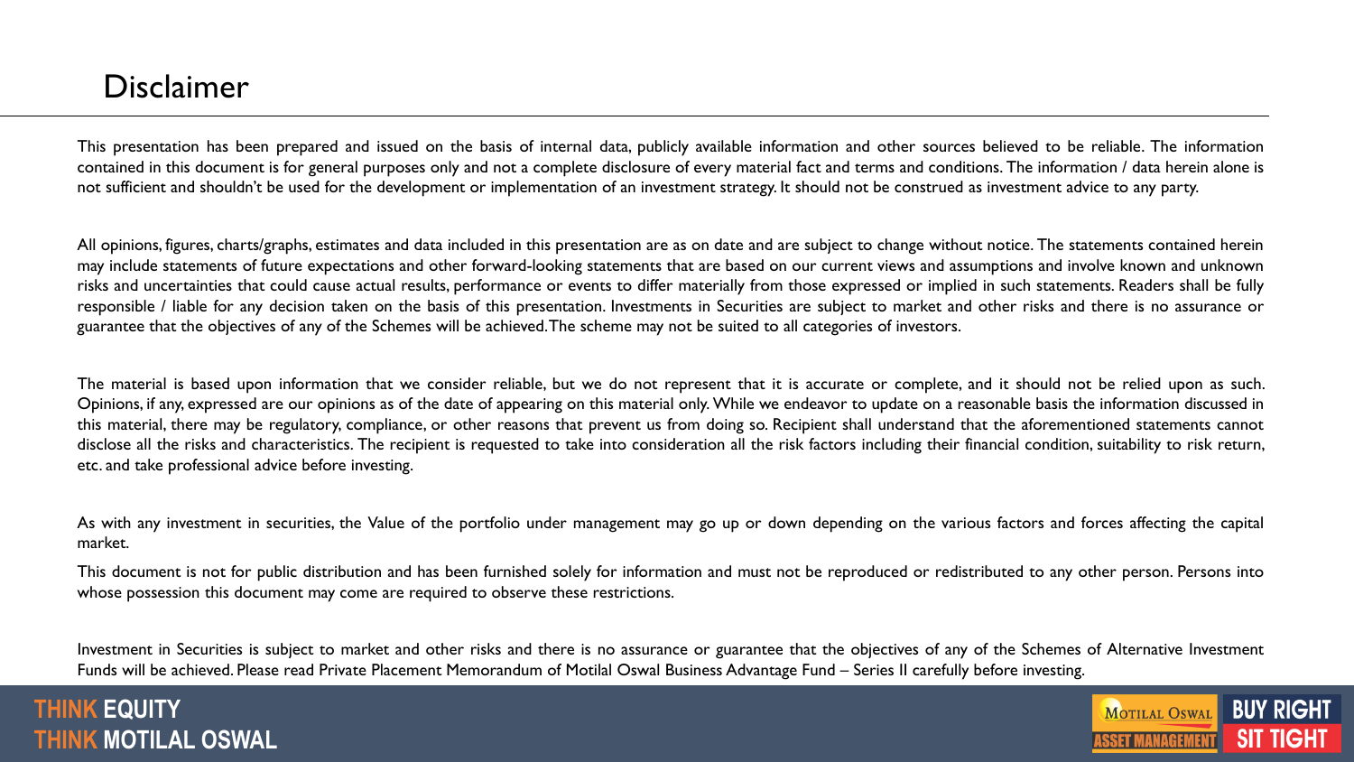# Disclaimer

This presentation has been prepared and issued on the basis of internal data, publicly available information and other sources believed to be reliable. The information contained in this document is for general purposes only and not a complete disclosure of every material fact and terms and conditions. The information / data herein alone is not sufficient and shouldn't be used for the development or implementation of an investment strategy. It should not be construed as investment advice to any party.

All opinions, figures, charts/graphs, estimates and data included in this presentation are as on date and are subject to change without notice. The statements contained herein may include statements of future expectations and other forward-looking statements that are based on our current views and assumptions and involve known and unknown risks and uncertainties that could cause actual results, performance or events to differ materially from those expressed or implied in such statements. Readers shall be fully responsible / liable for any decision taken on the basis of this presentation. Investments in Securities are subject to market and other risks and there is no assurance or guarantee that the objectives of any of the Schemes will be achieved. The scheme may not be suited to all categories of investors.

The material is based upon information that we consider reliable, but we do not represent that it is accurate or complete, and it should not be relied upon as such. Opinions, if any, expressed are our opinions as of the date of appearing on this material only. While we endeavor to update on a reasonable basis the information discussed in this material, there may be regulatory, compliance, or other reasons that prevent us from doing so. Recipient shall understand that the aforementioned statements cannot disclose all the risks and characteristics. The recipient is requested to take into consideration all the risk factors including their financial condition, suitability to risk return, etc. and take professional advice before investing.

As with any investment in securities, the Value of the portfolio under management may go up or down depending on the various factors and forces affecting the capital market.

This document is not for public distribution and has been furnished solely for information and must not be reproduced or redistributed to any other person. Persons into whose possession this document may come are required to observe these restrictions.

Investment in Securities is subject to market and other risks and there is no assurance or guarantee that the objectives of any of the Schemes of Alternative Investment Funds will be achieved. Please read Private Placement Memorandum of Motilal Oswal Business Advantage Fund – Series II carefully before investing.

**THINK EQUITY**
**THINK MOTILAL OSWAL**

MOTILAL OSWAL ASSET MANAGEMENT

**BUY RIGHT SIT TIGHT**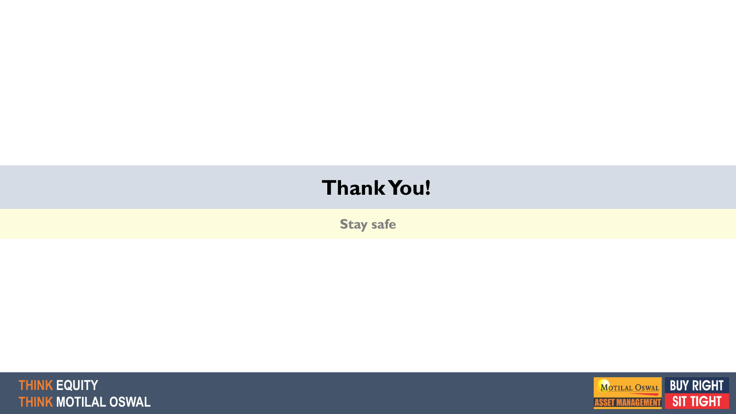# Thank You!

**Stay safe**